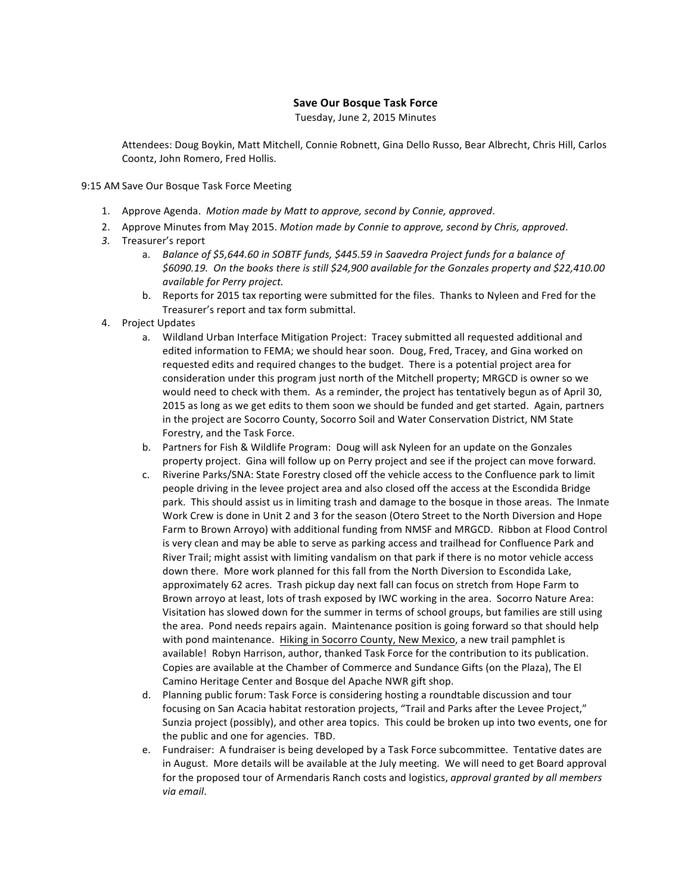# Save Our Bosque Task Force

Tuesday, June 2, 2015 Minutes

Attendees: Doug Boykin, Matt Mitchell, Connie Robnett, Gina Dello Russo, Bear Albrecht, Chris Hill, Carlos Coontz, John Romero, Fred Hollis.

9:15 AM Save Our Bosque Task Force Meeting

1. Approve Agenda. *Motion made by Matt to approve, second by Connie, approved*.
2. Approve Minutes from May 2015. *Motion made by Connie to approve, second by Chris, approved*.
3. Treasurer's report
   a. *Balance of $5,644.60 in SOBTF funds, $445.59 in Saavedra Project funds for a balance of $6090.19. On the books there is still $24,900 available for the Gonzales property and $22,410.00 available for Perry project.*
   b. Reports for 2015 tax reporting were submitted for the files. Thanks to Nyleen and Fred for the Treasurer's report and tax form submittal.
4. Project Updates
   a. Wildland Urban Interface Mitigation Project: Tracey submitted all requested additional and edited information to FEMA; we should hear soon. Doug, Fred, Tracey, and Gina worked on requested edits and required changes to the budget. There is a potential project area for consideration under this program just north of the Mitchell property; MRGCD is owner so we would need to check with them. As a reminder, the project has tentatively begun as of April 30, 2015 as long as we get edits to them soon we should be funded and get started. Again, partners in the project are Socorro County, Socorro Soil and Water Conservation District, NM State Forestry, and the Task Force.
   b. Partners for Fish & Wildlife Program: Doug will ask Nyleen for an update on the Gonzales property project. Gina will follow up on Perry project and see if the project can move forward.
   c. Riverine Parks/SNA: State Forestry closed off the vehicle access to the Confluence park to limit people driving in the levee project area and also closed off the access at the Escondida Bridge park. This should assist us in limiting trash and damage to the bosque in those areas. The Inmate Work Crew is done in Unit 2 and 3 for the season (Otero Street to the North Diversion and Hope Farm to Brown Arroyo) with additional funding from NMSF and MRGCD. Ribbon at Flood Control is very clean and may be able to serve as parking access and trailhead for Confluence Park and River Trail; might assist with limiting vandalism on that park if there is no motor vehicle access down there. More work planned for this fall from the North Diversion to Escondida Lake, approximately 62 acres. Trash pickup day next fall can focus on stretch from Hope Farm to Brown arroyo at least, lots of trash exposed by IWC working in the area. Socorro Nature Area: Visitation has slowed down for the summer in terms of school groups, but families are still using the area. Pond needs repairs again. Maintenance position is going forward so that should help with pond maintenance. Hiking in Socorro County, New Mexico, a new trail pamphlet is available! Robyn Harrison, author, thanked Task Force for the contribution to its publication. Copies are available at the Chamber of Commerce and Sundance Gifts (on the Plaza), The El Camino Heritage Center and Bosque del Apache NWR gift shop.
   d. Planning public forum: Task Force is considering hosting a roundtable discussion and tour focusing on San Acacia habitat restoration projects, "Trail and Parks after the Levee Project," Sunzia project (possibly), and other area topics. This could be broken up into two events, one for the public and one for agencies. TBD.
   e. Fundraiser: A fundraiser is being developed by a Task Force subcommittee. Tentative dates are in August. More details will be available at the July meeting. We will need to get Board approval for the proposed tour of Armendaris Ranch costs and logistics, *approval granted by all members via email*.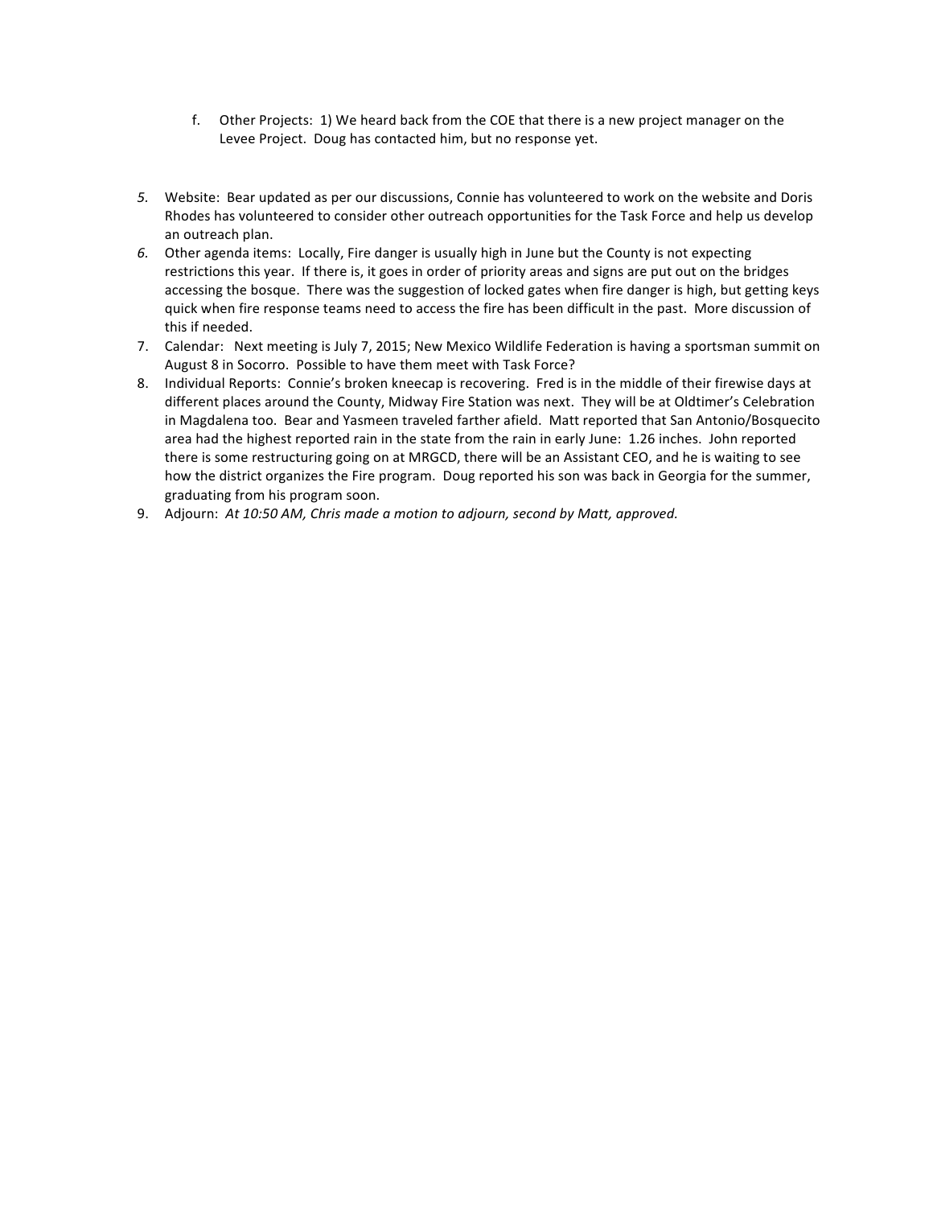f. Other Projects: 1) We heard back from the COE that there is a new project manager on the Levee Project. Doug has contacted him, but no response yet.

5. Website: Bear updated as per our discussions, Connie has volunteered to work on the website and Doris Rhodes has volunteered to consider other outreach opportunities for the Task Force and help us develop an outreach plan.
6. Other agenda items: Locally, Fire danger is usually high in June but the County is not expecting restrictions this year. If there is, it goes in order of priority areas and signs are put out on the bridges accessing the bosque. There was the suggestion of locked gates when fire danger is high, but getting keys quick when fire response teams need to access the fire has been difficult in the past. More discussion of this if needed.
7. Calendar: Next meeting is July 7, 2015; New Mexico Wildlife Federation is having a sportsman summit on August 8 in Socorro. Possible to have them meet with Task Force?
8. Individual Reports: Connie's broken kneecap is recovering. Fred is in the middle of their firewise days at different places around the County, Midway Fire Station was next. They will be at Oldtimer's Celebration in Magdalena too. Bear and Yasmeen traveled farther afield. Matt reported that San Antonio/Bosquecito area had the highest reported rain in the state from the rain in early June: 1.26 inches. John reported there is some restructuring going on at MRGCD, there will be an Assistant CEO, and he is waiting to see how the district organizes the Fire program. Doug reported his son was back in Georgia for the summer, graduating from his program soon.
9. Adjourn: *At 10:50 AM, Chris made a motion to adjourn, second by Matt, approved.*